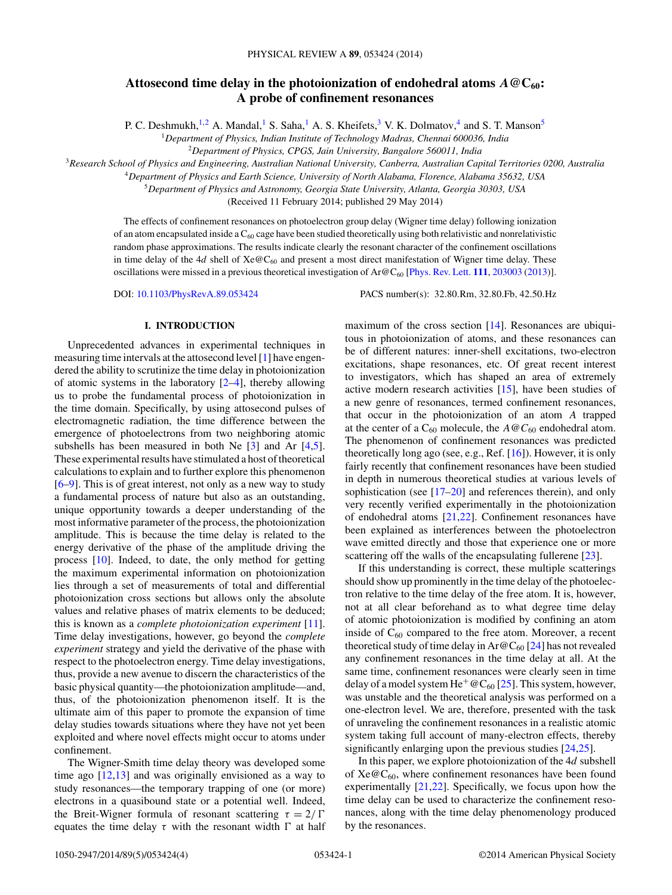# Attosecond time delay in the photoionization of endohedral atoms $A@C_{60}$: A probe of confinement resonances

P. C. Deshmukh,[1,2] A. Mandal,[1] S. Saha,[1] A. S. Kheifets,[3] V. K. Dolmatov,[4] and S. T. Manson[5]

[1]Department of Physics, Indian Institute of Technology Madras, Chennai 600036, India
[2]Department of Physics, CPGS, Jain University, Bangalore 560011, India
[3]Research School of Physics and Engineering, Australian National University, Canberra, Australian Capital Territories 0200, Australia
[4]Department of Physics and Earth Science, University of North Alabama, Florence, Alabama 35632, USA
[5]Department of Physics and Astronomy, Georgia State University, Atlanta, Georgia 30303, USA

(Received 11 February 2014; published 29 May 2014)

The effects of confinement resonances on photoelectron group delay (Wigner time delay) following ionization of an atom encapsulated inside a $C_{60}$ cage have been studied theoretically using both relativistic and nonrelativistic random phase approximations. The results indicate clearly the resonant character of the confinement oscillations in time delay of the 4*d* shell of $Xe@C_{60}$ and present a most direct manifestation of Wigner time delay. These oscillations were missed in a previous theoretical investigation of $Ar@C_{60}$ [Phys. Rev. Lett. **111**, 203003 (2013)].

DOI: 10.1103/PhysRevA.89.053424 PACS number(s): 32.80.Rm, 32.80.Fb, 42.50.Hz

## I. INTRODUCTION

Unprecedented advances in experimental techniques in measuring time intervals at the attosecond level [1] have engendered the ability to scrutinize the time delay in photoionization of atomic systems in the laboratory [2–4], thereby allowing us to probe the fundamental process of photoionization in the time domain. Specifically, by using attosecond pulses of electromagnetic radiation, the time difference between the emergence of photoelectrons from two neighboring atomic subshells has been measured in both Ne [3] and Ar [4,5]. These experimental results have stimulated a host of theoretical calculations to explain and to further explore this phenomenon [6–9]. This is of great interest, not only as a new way to study a fundamental process of nature but also as an outstanding, unique opportunity towards a deeper understanding of the most informative parameter of the process, the photoionization amplitude. This is because the time delay is related to the energy derivative of the phase of the amplitude driving the process [10]. Indeed, to date, the only method for getting the maximum experimental information on photoionization lies through a set of measurements of total and differential photoionization cross sections but allows only the absolute values and relative phases of matrix elements to be deduced; this is known as a *complete photoionization experiment* [11]. Time delay investigations, however, go beyond the *complete experiment* strategy and yield the derivative of the phase with respect to the photoelectron energy. Time delay investigations, thus, provide a new avenue to discern the characteristics of the basic physical quantity—the photoionization amplitude—and, thus, of the photoionization phenomenon itself. It is the ultimate aim of this paper to promote the expansion of time delay studies towards situations where they have not yet been exploited and where novel effects might occur to atoms under confinement.

The Wigner-Smith time delay theory was developed some time ago [12,13] and was originally envisioned as a way to study resonances—the temporary trapping of one (or more) electrons in a quasibound state or a potential well. Indeed, the Breit-Wigner formula of resonant scattering $\tau = 2/\Gamma$ equates the time delay $\tau$ with the resonant width $\Gamma$ at half maximum of the cross section [14]. Resonances are ubiquitous in photoionization of atoms, and these resonances can be of different natures: inner-shell excitations, two-electron excitations, shape resonances, etc. Of great recent interest to investigators, which has shaped an area of extremely active modern research activities [15], have been studies of a new genre of resonances, termed confinement resonances, that occur in the photoionization of an atom *A* trapped at the center of a $C_{60}$ molecule, the $A@C_{60}$ endohedral atom. The phenomenon of confinement resonances was predicted theoretically long ago (see, e.g., Ref. [16]). However, it is only fairly recently that confinement resonances have been studied in depth in numerous theoretical studies at various levels of sophistication (see [17–20] and references therein), and only very recently verified experimentally in the photoionization of endohedral atoms [21,22]. Confinement resonances have been explained as interferences between the photoelectron wave emitted directly and those that experience one or more scattering off the walls of the encapsulating fullerene [23].

If this understanding is correct, these multiple scatterings should show up prominently in the time delay of the photoelectron relative to the time delay of the free atom. It is, however, not at all clear beforehand as to what degree time delay of atomic photoionization is modified by confining an atom inside of $C_{60}$ compared to the free atom. Moreover, a recent theoretical study of time delay in $Ar@C_{60}$ [24] has not revealed any confinement resonances in the time delay at all. At the same time, confinement resonances were clearly seen in time delay of a model system $He^{+}@C_{60}$ [25]. This system, however, was unstable and the theoretical analysis was performed on a one-electron level. We are, therefore, presented with the task of unraveling the confinement resonances in a realistic atomic system taking full account of many-electron effects, thereby significantly enlarging upon the previous studies [24,25].

In this paper, we explore photoionization of the 4*d* subshell of $Xe@C_{60}$, where confinement resonances have been found experimentally [21,22]. Specifically, we focus upon how the time delay can be used to characterize the confinement resonances, along with the time delay phenomenology produced by the resonances.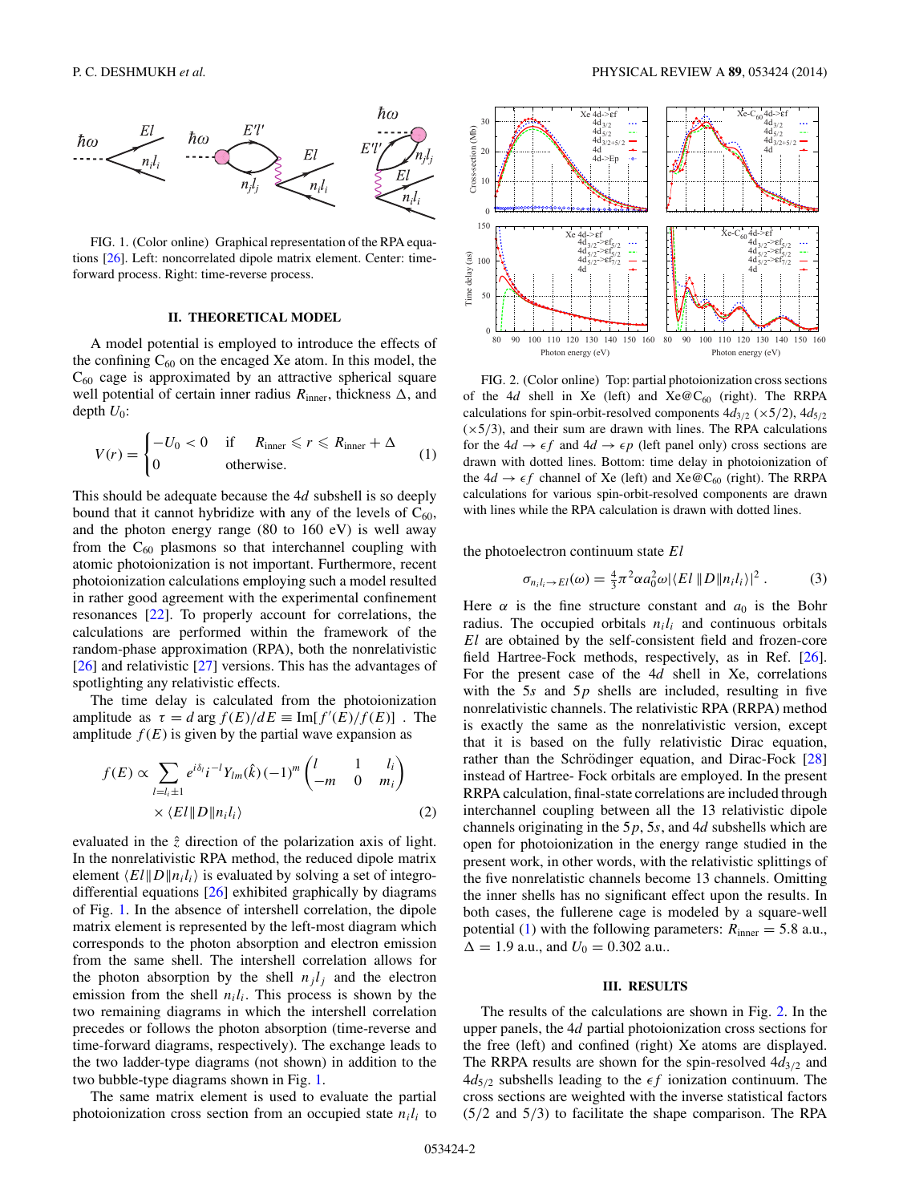FIG. 1. (Color online) Graphical representation of the RPA equations [26]. Left: noncorrelated dipole matrix element. Center: time-forward process. Right: time-reverse process.

## II. THEORETICAL MODEL

A model potential is employed to introduce the effects of the confining $C_{60}$ on the encaged Xe atom. In this model, the $C_{60}$ cage is approximated by an attractive spherical square well potential of certain inner radius $R_{\rm inner}$, thickness $\Delta$, and depth $U_0$:

$$V(r) = \begin{cases} -U_0 < 0 & \text{if} \quad R_{\rm inner} \leqslant r \leqslant R_{\rm inner} + \Delta \\ 0 & \text{otherwise.} \end{cases} \tag{1}$$

This should be adequate because the $4d$ subshell is so deeply bound that it cannot hybridize with any of the levels of $C_{60}$, and the photon energy range (80 to 160 eV) is well away from the $C_{60}$ plasmons so that interchannel coupling with atomic photoionization is not important. Furthermore, recent photoionization calculations employing such a model resulted in rather good agreement with the experimental confinement resonances [22]. To properly account for correlations, the calculations are performed within the framework of the random-phase approximation (RPA), both the nonrelativistic [26] and relativistic [27] versions. This has the advantages of spotlighting any relativistic effects.

The time delay is calculated from the photoionization amplitude as $\tau = d \arg f(E)/dE \equiv {\rm Im}[f'(E)/f(E)]$ . The amplitude $f(E)$ is given by the partial wave expansion as

$$f(E) \propto \sum_{l=l_i\pm1} e^{i\delta_l} i^{-l} Y_{lm}(\hat{k}) (-1)^m \begin{pmatrix} l & 1 & l_i \\ -m & 0 & m_i \end{pmatrix} \times \langle El \| D \| n_i l_i \rangle \tag{2}$$

evaluated in the $\hat{z}$ direction of the polarization axis of light. In the nonrelativistic RPA method, the reduced dipole matrix element $\langle El \| D \| n_i l_i \rangle$ is evaluated by solving a set of integro-differential equations [26] exhibited graphically by diagrams of Fig. 1. In the absence of intershell correlation, the dipole matrix element is represented by the left-most diagram which corresponds to the photon absorption and electron emission from the same shell. The intershell correlation allows for the photon absorption by the shell $n_j l_j$ and the electron emission from the shell $n_i l_i$. This process is shown by the two remaining diagrams in which the intershell correlation precedes or follows the photon absorption (time-reverse and time-forward diagrams, respectively). The exchange leads to the two ladder-type diagrams (not shown) in addition to the two bubble-type diagrams shown in Fig. 1.

The same matrix element is used to evaluate the partial photoionization cross section from an occupied state $n_i l_i$ to the photoelectron continuum state $El$

$$\sigma_{n_i l_i \to El}(\omega) = \tfrac{4}{3}\pi^2 \alpha a_0^2 \omega |\langle El \| D \| n_i l_i \rangle|^2 \, . \tag{3}$$

Here $\alpha$ is the fine structure constant and $a_0$ is the Bohr radius. The occupied orbitals $n_i l_i$ and continuous orbitals $El$ are obtained by the self-consistent field and frozen-core field Hartree-Fock methods, respectively, as in Ref. [26]. For the present case of the $4d$ shell in Xe, correlations with the $5s$ and $5p$ shells are included, resulting in five nonrelativistic channels. The relativistic RPA (RRPA) method is exactly the same as the nonrelativistic version, except that it is based on the fully relativistic Dirac equation, rather than the Schrödinger equation, and Dirac-Fock [28] instead of Hartree- Fock orbitals are employed. In the present RRPA calculation, final-state correlations are included through interchannel coupling between all the 13 relativistic dipole channels originating in the $5p$, $5s$, and $4d$ subshells which are open for photoionization in the energy range studied in the present work, in other words, with the relativistic splittings of the five nonrelativistic channels become 13 channels. Omitting the inner shells has no significant effect upon the results. In both cases, the fullerene cage is modeled by a square-well potential (1) with the following parameters: $R_{\rm inner} = 5.8$ a.u., $\Delta = 1.9$ a.u., and $U_0 = 0.302$ a.u..

FIG. 2. (Color online) Top: partial photoionization cross sections of the $4d$ shell in Xe (left) and Xe@$C_{60}$ (right). The RRPA calculations for spin-orbit-resolved components $4d_{3/2}$ ($\times 5/2$), $4d_{5/2}$ ($\times 5/3$), and their sum are drawn with lines. The RPA calculations for the $4d \to \epsilon f$ and $4d \to \epsilon p$ (left panel only) cross sections are drawn with dotted lines. Bottom: time delay in photoionization of the $4d \to \epsilon f$ channel of Xe (left) and Xe@$C_{60}$ (right). The RRPA calculations for various spin-orbit-resolved components are drawn with lines while the RPA calculation is drawn with dotted lines.

## III. RESULTS

The results of the calculations are shown in Fig. 2. In the upper panels, the $4d$ partial photoionization cross sections for the free (left) and confined (right) Xe atoms are displayed. The RRPA results are shown for the spin-resolved $4d_{3/2}$ and $4d_{5/2}$ subshells leading to the $\epsilon f$ ionization continuum. The cross sections are weighted with the inverse statistical factors (5/2 and 5/3) to facilitate the shape comparison. The RPA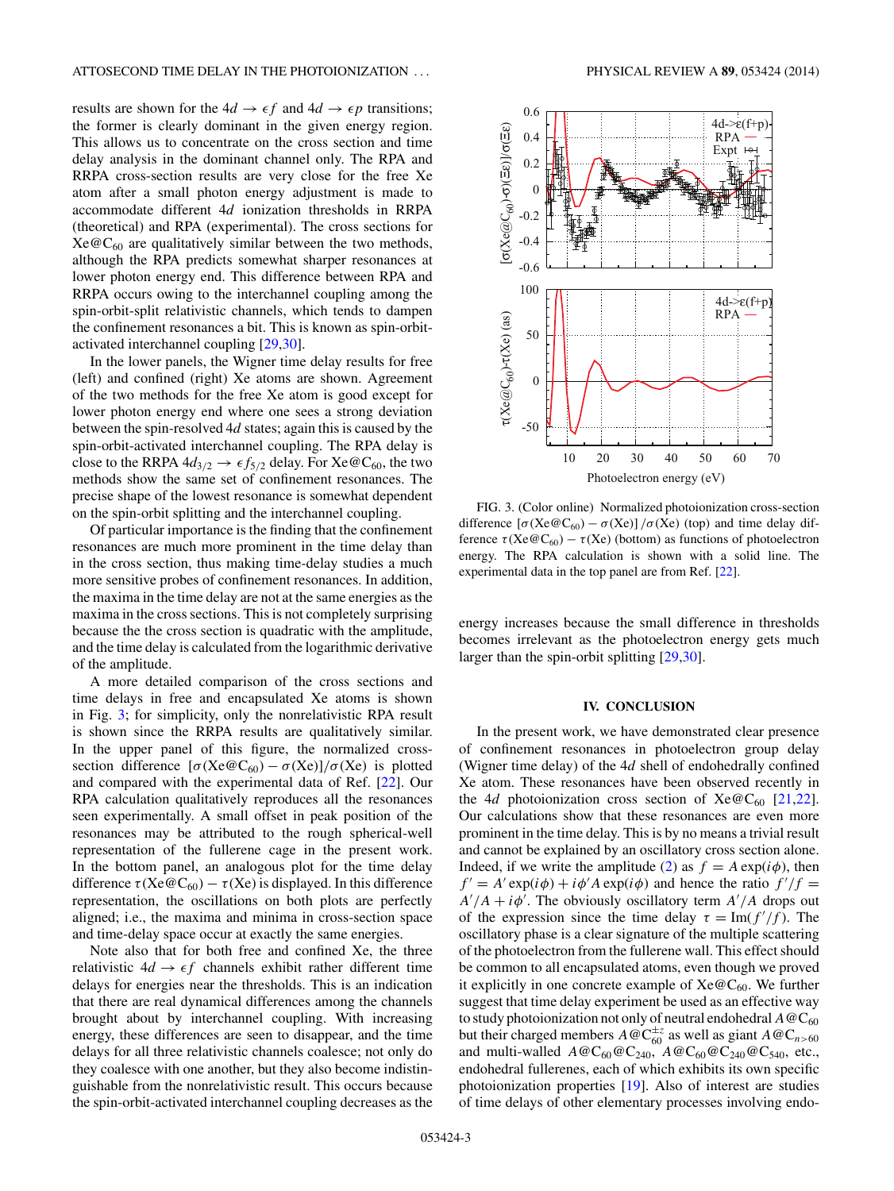results are shown for the $4d \to \epsilon f$ and $4d \to \epsilon p$ transitions; the former is clearly dominant in the given energy region. This allows us to concentrate on the cross section and time delay analysis in the dominant channel only. The RPA and RRPA cross-section results are very close for the free Xe atom after a small photon energy adjustment is made to accommodate different $4d$ ionization thresholds in RRPA (theoretical) and RPA (experimental). The cross sections for Xe@$C_{60}$ are qualitatively similar between the two methods, although the RPA predicts somewhat sharper resonances at lower photon energy end. This difference between RPA and RRPA occurs owing to the interchannel coupling among the spin-orbit-split relativistic channels, which tends to dampen the confinement resonances a bit. This is known as spin-orbit-activated interchannel coupling [29,30].

In the lower panels, the Wigner time delay results for free (left) and confined (right) Xe atoms are shown. Agreement of the two methods for the free Xe atom is good except for lower photon energy end where one sees a strong deviation between the spin-resolved $4d$ states; again this is caused by the spin-orbit-activated interchannel coupling. The RPA delay is close to the RRPA $4d_{3/2} \to \epsilon f_{5/2}$ delay. For Xe@$C_{60}$, the two methods show the same set of confinement resonances. The precise shape of the lowest resonance is somewhat dependent on the spin-orbit splitting and the interchannel coupling.

Of particular importance is the finding that the confinement resonances are much more prominent in the time delay than in the cross section, thus making time-delay studies a much more sensitive probes of confinement resonances. In addition, the maxima in the time delay are not at the same energies as the maxima in the cross sections. This is not completely surprising because the the cross section is quadratic with the amplitude, and the time delay is calculated from the logarithmic derivative of the amplitude.

A more detailed comparison of the cross sections and time delays in free and encapsulated Xe atoms is shown in Fig. 3; for simplicity, only the nonrelativistic RPA result is shown since the RRPA results are qualitatively similar. In the upper panel of this figure, the normalized cross-section difference $[\sigma(\text{Xe@C}_{60}) - \sigma(\text{Xe})]/\sigma(\text{Xe})$ is plotted and compared with the experimental data of Ref. [22]. Our RPA calculation qualitatively reproduces all the resonances seen experimentally. A small offset in peak position of the resonances may be attributed to the rough spherical-well representation of the fullerene cage in the present work. In the bottom panel, an analogous plot for the time delay difference $\tau(\text{Xe@C}_{60}) - \tau(\text{Xe})$ is displayed. In this difference representation, the oscillations on both plots are perfectly aligned; i.e., the maxima and minima in cross-section space and time-delay space occur at exactly the same energies.

Note also that for both free and confined Xe, the three relativistic $4d \to \epsilon f$ channels exhibit rather different time delays for energies near the thresholds. This is an indication that there are real dynamical differences among the channels brought about by interchannel coupling. With increasing energy, these differences are seen to disappear, and the time delays for all three relativistic channels coalesce; not only do they coalesce with one another, but they also become indistinguishable from the nonrelativistic result. This occurs because the spin-orbit-activated interchannel coupling decreases as the energy increases because the small difference in thresholds becomes irrelevant as the photoelectron energy gets much larger than the spin-orbit splitting [29,30].

FIG. 3. (Color online) Normalized photoionization cross-section difference $[\sigma(\text{Xe@C}_{60}) - \sigma(\text{Xe})]/\sigma(\text{Xe})$ (top) and time delay difference $\tau(\text{Xe@C}_{60}) - \tau(\text{Xe})$ (bottom) as functions of photoelectron energy. The RPA calculation is shown with a solid line. The experimental data in the top panel are from Ref. [22].

## IV. CONCLUSION

In the present work, we have demonstrated clear presence of confinement resonances in photoelectron group delay (Wigner time delay) of the $4d$ shell of endohedrally confined Xe atom. These resonances have been observed recently in the $4d$ photoionization cross section of Xe@$C_{60}$ [21,22]. Our calculations show that these resonances are even more prominent in the time delay. This is by no means a trivial result and cannot be explained by an oscillatory cross section alone. Indeed, if we write the amplitude (2) as $f = A\exp(i\phi)$, then $f' = A'\exp(i\phi) + i\phi' A\exp(i\phi)$ and hence the ratio $f'/f = A'/A + i\phi'$. The obviously oscillatory term $A'/A$ drops out of the expression since the time delay $\tau = \text{Im}(f'/f)$. The oscillatory phase is a clear signature of the multiple scattering of the photoelectron from the fullerene wall. This effect should be common to all encapsulated atoms, even though we proved it explicitly in one concrete example of Xe@$C_{60}$. We further suggest that time delay experiment be used as an effective way to study photoionization not only of neutral endohedral $A$@$C_{60}$ but their charged members $A$@$C_{60}^{\pm z}$ as well as giant $A$@$C_{n>60}$ and multi-walled $A$@$C_{60}$@$C_{240}$, $A$@$C_{60}$@$C_{240}$@$C_{540}$, etc., endohedral fullerenes, each of which exhibits its own specific photoionization properties [19]. Also of interest are studies of time delays of other elementary processes involving endo-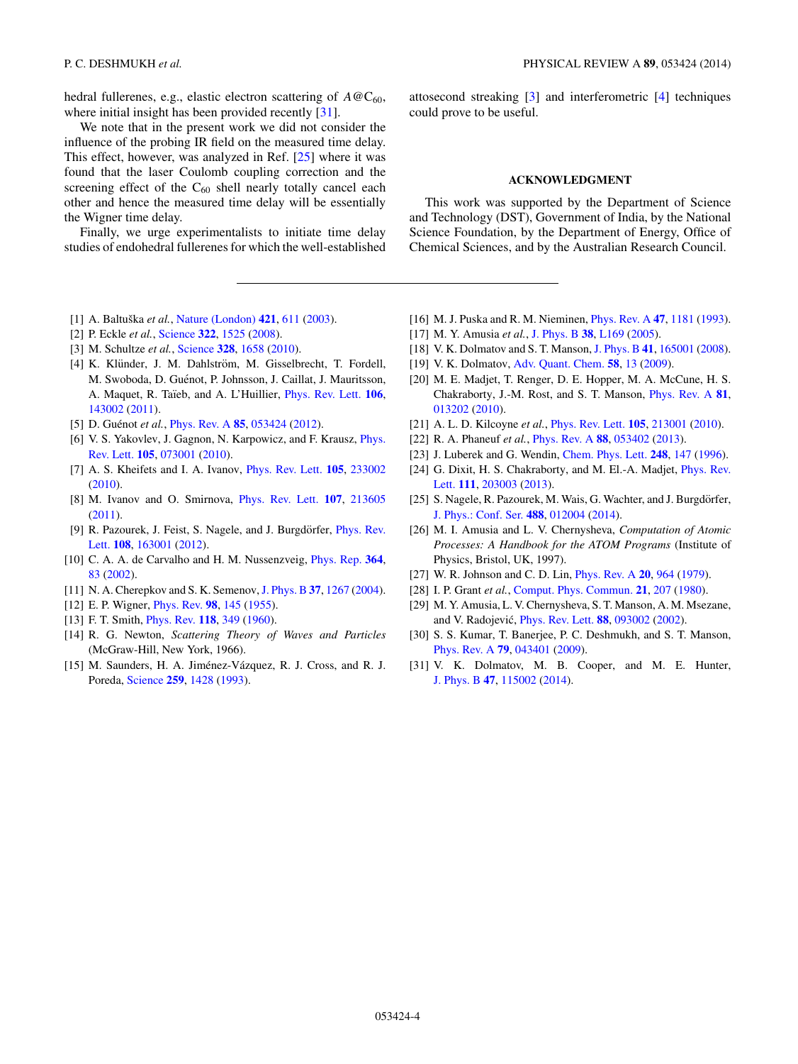hedral fullerenes, e.g., elastic electron scattering of $A@C_{60}$, where initial insight has been provided recently [31].

We note that in the present work we did not consider the influence of the probing IR field on the measured time delay. This effect, however, was analyzed in Ref. [25] where it was found that the laser Coulomb coupling correction and the screening effect of the $C_{60}$ shell nearly totally cancel each other and hence the measured time delay will be essentially the Wigner time delay.

Finally, we urge experimentalists to initiate time delay studies of endohedral fullerenes for which the well-established attosecond streaking [3] and interferometric [4] techniques could prove to be useful.

## ACKNOWLEDGMENT

This work was supported by the Department of Science and Technology (DST), Government of India, by the National Science Foundation, by the Department of Energy, Office of Chemical Sciences, and by the Australian Research Council.

---

[1] A. Baltuška *et al.*, Nature (London) **421**, 611 (2003).
[2] P. Eckle *et al.*, Science **322**, 1525 (2008).
[3] M. Schultze *et al.*, Science **328**, 1658 (2010).
[4] K. Klünder, J. M. Dahlström, M. Gisselbrecht, T. Fordell, M. Swoboda, D. Guénot, P. Johnsson, J. Caillat, J. Mauritsson, A. Maquet, R. Taïeb, and A. L'Huillier, Phys. Rev. Lett. **106**, 143002 (2011).
[5] D. Guénot *et al.*, Phys. Rev. A **85**, 053424 (2012).
[6] V. S. Yakovlev, J. Gagnon, N. Karpowicz, and F. Krausz, Phys. Rev. Lett. **105**, 073001 (2010).
[7] A. S. Kheifets and I. A. Ivanov, Phys. Rev. Lett. **105**, 233002 (2010).
[8] M. Ivanov and O. Smirnova, Phys. Rev. Lett. **107**, 213605 (2011).
[9] R. Pazourek, J. Feist, S. Nagele, and J. Burgdörfer, Phys. Rev. Lett. **108**, 163001 (2012).
[10] C. A. A. de Carvalho and H. M. Nussenzveig, Phys. Rep. **364**, 83 (2002).
[11] N. A. Cherepkov and S. K. Semenov, J. Phys. B **37**, 1267 (2004).
[12] E. P. Wigner, Phys. Rev. **98**, 145 (1955).
[13] F. T. Smith, Phys. Rev. **118**, 349 (1960).
[14] R. G. Newton, *Scattering Theory of Waves and Particles* (McGraw-Hill, New York, 1966).
[15] M. Saunders, H. A. Jiménez-Vázquez, R. J. Cross, and R. J. Poreda, Science **259**, 1428 (1993).
[16] M. J. Puska and R. M. Nieminen, Phys. Rev. A **47**, 1181 (1993).
[17] M. Y. Amusia *et al.*, J. Phys. B **38**, L169 (2005).
[18] V. K. Dolmatov and S. T. Manson, J. Phys. B **41**, 165001 (2008).
[19] V. K. Dolmatov, Adv. Quant. Chem. **58**, 13 (2009).
[20] M. E. Madjet, T. Renger, D. E. Hopper, M. A. McCune, H. S. Chakraborty, J.-M. Rost, and S. T. Manson, Phys. Rev. A **81**, 013202 (2010).
[21] A. L. D. Kilcoyne *et al.*, Phys. Rev. Lett. **105**, 213001 (2010).
[22] R. A. Phaneuf *et al.*, Phys. Rev. A **88**, 053402 (2013).
[23] J. Luberek and G. Wendin, Chem. Phys. Lett. **248**, 147 (1996).
[24] G. Dixit, H. S. Chakraborty, and M. El.-A. Madjet, Phys. Rev. Lett. **111**, 203003 (2013).
[25] S. Nagele, R. Pazourek, M. Wais, G. Wachter, and J. Burgdörfer, J. Phys.: Conf. Ser. **488**, 012004 (2014).
[26] M. I. Amusia and L. V. Chernysheva, *Computation of Atomic Processes: A Handbook for the ATOM Programs* (Institute of Physics, Bristol, UK, 1997).
[27] W. R. Johnson and C. D. Lin, Phys. Rev. A **20**, 964 (1979).
[28] I. P. Grant *et al.*, Comput. Phys. Commun. **21**, 207 (1980).
[29] M. Y. Amusia, L. V. Chernysheva, S. T. Manson, A. M. Msezane, and V. Radojević, Phys. Rev. Lett. **88**, 093002 (2002).
[30] S. S. Kumar, T. Banerjee, P. C. Deshmukh, and S. T. Manson, Phys. Rev. A **79**, 043401 (2009).
[31] V. K. Dolmatov, M. B. Cooper, and M. E. Hunter, J. Phys. B **47**, 115002 (2014).